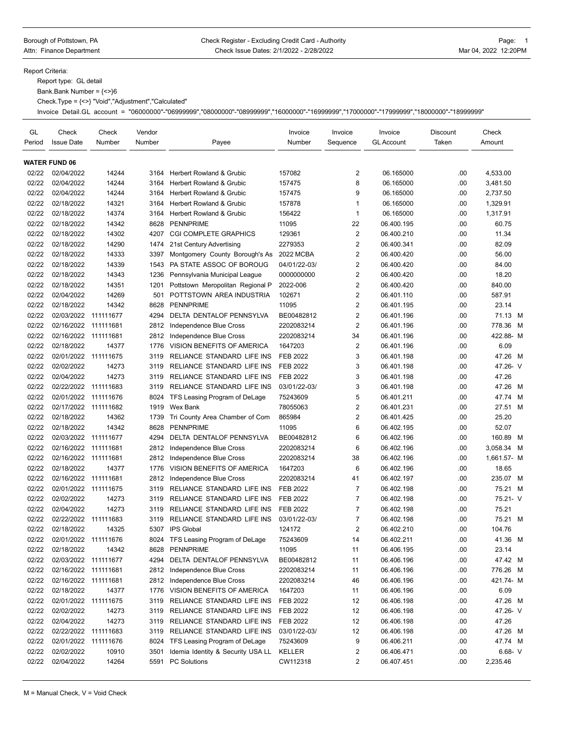Borough of Pottstown, PA
Attn: Finance Department

Check Register - Excluding Credit Card - Authority
Check Issue Dates: 2/1/2022 - 2/28/2022

Page: 1
Mar 04, 2022 12:20PM

Report Criteria:

Report type: GL detail
Bank.Bank Number = {<>}6
Check.Type = {<>} "Void","Adjustment","Calculated"
Invoice Detail.GL account = "06000000"-"06999999","08000000"-"08999999","16000000"-"16999999","17000000"-"17999999","18000000"-"18999999"

| GL Period | Check Issue Date | Check Number | Vendor Number | Payee | Invoice Number | Invoice Sequence | Invoice GL Account | Discount Taken | Check Amount |
|---|---|---|---|---|---|---|---|---|---|
| **WATER FUND 06** | | | | | | | | | |
| 02/22 | 02/04/2022 | 14244 | 3164 | Herbert Rowland & Grubic | 157082 | 2 | 06.165000 | .00 | 4,533.00 |
| 02/22 | 02/04/2022 | 14244 | 3164 | Herbert Rowland & Grubic | 157475 | 8 | 06.165000 | .00 | 3,481.50 |
| 02/22 | 02/04/2022 | 14244 | 3164 | Herbert Rowland & Grubic | 157475 | 9 | 06.165000 | .00 | 2,737.50 |
| 02/22 | 02/18/2022 | 14321 | 3164 | Herbert Rowland & Grubic | 157878 | 1 | 06.165000 | .00 | 1,329.91 |
| 02/22 | 02/18/2022 | 14374 | 3164 | Herbert Rowland & Grubic | 156422 | 1 | 06.165000 | .00 | 1,317.91 |
| 02/22 | 02/18/2022 | 14342 | 8628 | PENNPRIME | 11095 | 22 | 06.400.195 | .00 | 60.75 |
| 02/22 | 02/18/2022 | 14302 | 4207 | CGI COMPLETE GRAPHICS | 129361 | 2 | 06.400.210 | .00 | 11.34 |
| 02/22 | 02/18/2022 | 14290 | 1474 | 21st Century Advertising | 2279353 | 2 | 06.400.341 | .00 | 82.09 |
| 02/22 | 02/18/2022 | 14333 | 3397 | Montgomery County Borough's As | 2022 MCBA | 2 | 06.400.420 | .00 | 56.00 |
| 02/22 | 02/18/2022 | 14339 | 1543 | PA STATE ASSOC OF BOROUG | 04/01/22-03/ | 2 | 06.400.420 | .00 | 84.00 |
| 02/22 | 02/18/2022 | 14343 | 1236 | Pennsylvania Municipal League | 0000000000 | 2 | 06.400.420 | .00 | 18.20 |
| 02/22 | 02/18/2022 | 14351 | 1201 | Pottstown Meropolitan Regional P | 2022-006 | 2 | 06.400.420 | .00 | 840.00 |
| 02/22 | 02/04/2022 | 14269 | 501 | POTTSTOWN AREA INDUSTRIA | 102671 | 2 | 06.401.110 | .00 | 587.91 |
| 02/22 | 02/18/2022 | 14342 | 8628 | PENNPRIME | 11095 | 2 | 06.401.195 | .00 | 23.14 |
| 02/22 | 02/03/2022 | 111111677 | 4294 | DELTA DENTALOF PENNSYLVA | BE00482812 | 2 | 06.401.196 | .00 | 71.13 M |
| 02/22 | 02/16/2022 | 111111681 | 2812 | Independence Blue Cross | 2202083214 | 2 | 06.401.196 | .00 | 778.36 M |
| 02/22 | 02/16/2022 | 111111681 | 2812 | Independence Blue Cross | 2202083214 | 34 | 06.401.196 | .00 | 422.88- M |
| 02/22 | 02/18/2022 | 14377 | 1776 | VISION BENEFITS OF AMERICA | 1647203 | 2 | 06.401.196 | .00 | 6.09 |
| 02/22 | 02/01/2022 | 111111675 | 3119 | RELIANCE STANDARD LIFE INS | FEB 2022 | 3 | 06.401.198 | .00 | 47.26 M |
| 02/22 | 02/02/2022 | 14273 | 3119 | RELIANCE STANDARD LIFE INS | FEB 2022 | 3 | 06.401.198 | .00 | 47.26- V |
| 02/22 | 02/04/2022 | 14273 | 3119 | RELIANCE STANDARD LIFE INS | FEB 2022 | 3 | 06.401.198 | .00 | 47.26 |
| 02/22 | 02/22/2022 | 111111683 | 3119 | RELIANCE STANDARD LIFE INS | 03/01/22-03/ | 3 | 06.401.198 | .00 | 47.26 M |
| 02/22 | 02/01/2022 | 111111676 | 8024 | TFS Leasing Program of DeLage | 75243609 | 5 | 06.401.211 | .00 | 47.74 M |
| 02/22 | 02/17/2022 | 111111682 | 1919 | Wex Bank | 78055063 | 2 | 06.401.231 | .00 | 27.51 M |
| 02/22 | 02/18/2022 | 14362 | 1739 | Tri County Area Chamber of Com | 865984 | 2 | 06.401.425 | .00 | 25.20 |
| 02/22 | 02/18/2022 | 14342 | 8628 | PENNPRIME | 11095 | 6 | 06.402.195 | .00 | 52.07 |
| 02/22 | 02/03/2022 | 111111677 | 4294 | DELTA DENTALOF PENNSYLVA | BE00482812 | 6 | 06.402.196 | .00 | 160.89 M |
| 02/22 | 02/16/2022 | 111111681 | 2812 | Independence Blue Cross | 2202083214 | 6 | 06.402.196 | .00 | 3,058.34 M |
| 02/22 | 02/16/2022 | 111111681 | 2812 | Independence Blue Cross | 2202083214 | 38 | 06.402.196 | .00 | 1,661.57- M |
| 02/22 | 02/18/2022 | 14377 | 1776 | VISION BENEFITS OF AMERICA | 1647203 | 6 | 06.402.196 | .00 | 18.65 |
| 02/22 | 02/16/2022 | 111111681 | 2812 | Independence Blue Cross | 2202083214 | 41 | 06.402.197 | .00 | 235.07 M |
| 02/22 | 02/01/2022 | 111111675 | 3119 | RELIANCE STANDARD LIFE INS | FEB 2022 | 7 | 06.402.198 | .00 | 75.21 M |
| 02/22 | 02/02/2022 | 14273 | 3119 | RELIANCE STANDARD LIFE INS | FEB 2022 | 7 | 06.402.198 | .00 | 75.21- V |
| 02/22 | 02/04/2022 | 14273 | 3119 | RELIANCE STANDARD LIFE INS | FEB 2022 | 7 | 06.402.198 | .00 | 75.21 |
| 02/22 | 02/22/2022 | 111111683 | 3119 | RELIANCE STANDARD LIFE INS | 03/01/22-03/ | 7 | 06.402.198 | .00 | 75.21 M |
| 02/22 | 02/18/2022 | 14325 | 5307 | IPS Global | 124172 | 2 | 06.402.210 | .00 | 104.76 |
| 02/22 | 02/01/2022 | 111111676 | 8024 | TFS Leasing Program of DeLage | 75243609 | 14 | 06.402.211 | .00 | 41.36 M |
| 02/22 | 02/18/2022 | 14342 | 8628 | PENNPRIME | 11095 | 11 | 06.406.195 | .00 | 23.14 |
| 02/22 | 02/03/2022 | 111111677 | 4294 | DELTA DENTALOF PENNSYLVA | BE00482812 | 11 | 06.406.196 | .00 | 47.42 M |
| 02/22 | 02/16/2022 | 111111681 | 2812 | Independence Blue Cross | 2202083214 | 11 | 06.406.196 | .00 | 776.26 M |
| 02/22 | 02/16/2022 | 111111681 | 2812 | Independence Blue Cross | 2202083214 | 46 | 06.406.196 | .00 | 421.74- M |
| 02/22 | 02/18/2022 | 14377 | 1776 | VISION BENEFITS OF AMERICA | 1647203 | 11 | 06.406.196 | .00 | 6.09 |
| 02/22 | 02/01/2022 | 111111675 | 3119 | RELIANCE STANDARD LIFE INS | FEB 2022 | 12 | 06.406.198 | .00 | 47.26 M |
| 02/22 | 02/02/2022 | 14273 | 3119 | RELIANCE STANDARD LIFE INS | FEB 2022 | 12 | 06.406.198 | .00 | 47.26- V |
| 02/22 | 02/04/2022 | 14273 | 3119 | RELIANCE STANDARD LIFE INS | FEB 2022 | 12 | 06.406.198 | .00 | 47.26 |
| 02/22 | 02/22/2022 | 111111683 | 3119 | RELIANCE STANDARD LIFE INS | 03/01/22-03/ | 12 | 06.406.198 | .00 | 47.26 M |
| 02/22 | 02/01/2022 | 111111676 | 8024 | TFS Leasing Program of DeLage | 75243609 | 9 | 06.406.211 | .00 | 47.74 M |
| 02/22 | 02/02/2022 | 10910 | 3501 | Idemia Identity & Security USA LL | KELLER | 2 | 06.406.471 | .00 | 6.68- V |
| 02/22 | 02/04/2022 | 14264 | 5591 | PC Solutions | CW112318 | 2 | 06.407.451 | .00 | 2,235.46 |

M = Manual Check, V = Void Check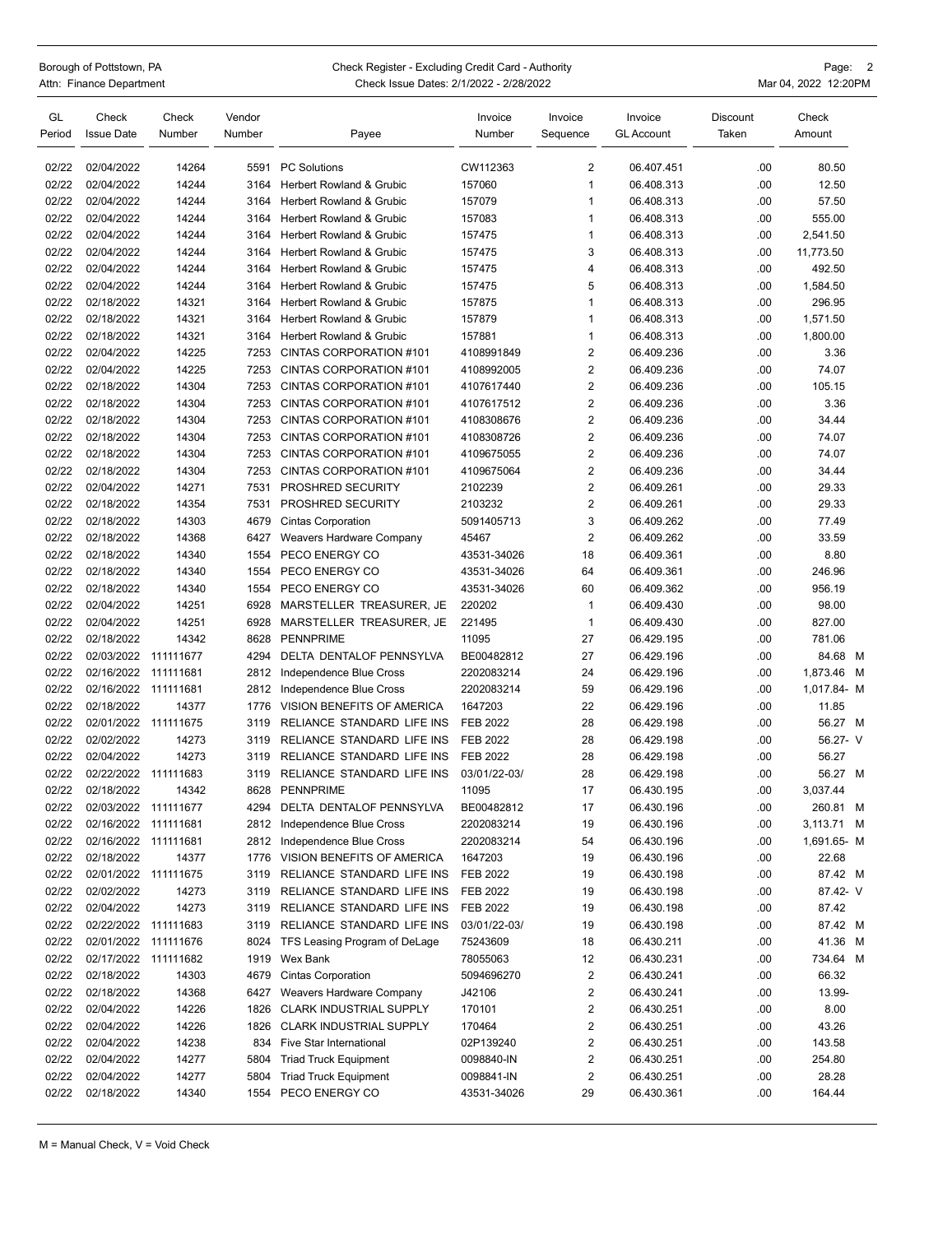Borough of Pottstown, PA
Attn: Finance Department

Check Register - Excluding Credit Card - Authority
Check Issue Dates: 2/1/2022 - 2/28/2022

Mar 04, 2022 12:20PM

| GL Period | Check Issue Date | Check Number | Vendor Number | Payee | Invoice Number | Invoice Sequence | Invoice GL Account | Discount Taken | Check Amount |
|---|---|---|---|---|---|---|---|---|---|
| 02/22 | 02/04/2022 | 14264 | 5591 | PC Solutions | CW112363 | 2 | 06.407.451 | .00 | 80.50 |
| 02/22 | 02/04/2022 | 14244 | 3164 | Herbert Rowland & Grubic | 157060 | 1 | 06.408.313 | .00 | 12.50 |
| 02/22 | 02/04/2022 | 14244 | 3164 | Herbert Rowland & Grubic | 157079 | 1 | 06.408.313 | .00 | 57.50 |
| 02/22 | 02/04/2022 | 14244 | 3164 | Herbert Rowland & Grubic | 157083 | 1 | 06.408.313 | .00 | 555.00 |
| 02/22 | 02/04/2022 | 14244 | 3164 | Herbert Rowland & Grubic | 157475 | 1 | 06.408.313 | .00 | 2,541.50 |
| 02/22 | 02/04/2022 | 14244 | 3164 | Herbert Rowland & Grubic | 157475 | 3 | 06.408.313 | .00 | 11,773.50 |
| 02/22 | 02/04/2022 | 14244 | 3164 | Herbert Rowland & Grubic | 157475 | 4 | 06.408.313 | .00 | 492.50 |
| 02/22 | 02/04/2022 | 14244 | 3164 | Herbert Rowland & Grubic | 157475 | 5 | 06.408.313 | .00 | 1,584.50 |
| 02/22 | 02/18/2022 | 14321 | 3164 | Herbert Rowland & Grubic | 157875 | 1 | 06.408.313 | .00 | 296.95 |
| 02/22 | 02/18/2022 | 14321 | 3164 | Herbert Rowland & Grubic | 157879 | 1 | 06.408.313 | .00 | 1,571.50 |
| 02/22 | 02/18/2022 | 14321 | 3164 | Herbert Rowland & Grubic | 157881 | 1 | 06.408.313 | .00 | 1,800.00 |
| 02/22 | 02/04/2022 | 14225 | 7253 | CINTAS CORPORATION #101 | 4108991849 | 2 | 06.409.236 | .00 | 3.36 |
| 02/22 | 02/04/2022 | 14225 | 7253 | CINTAS CORPORATION #101 | 4108992005 | 2 | 06.409.236 | .00 | 74.07 |
| 02/22 | 02/18/2022 | 14304 | 7253 | CINTAS CORPORATION #101 | 4107617440 | 2 | 06.409.236 | .00 | 105.15 |
| 02/22 | 02/18/2022 | 14304 | 7253 | CINTAS CORPORATION #101 | 4107617512 | 2 | 06.409.236 | .00 | 3.36 |
| 02/22 | 02/18/2022 | 14304 | 7253 | CINTAS CORPORATION #101 | 4108308676 | 2 | 06.409.236 | .00 | 34.44 |
| 02/22 | 02/18/2022 | 14304 | 7253 | CINTAS CORPORATION #101 | 4108308726 | 2 | 06.409.236 | .00 | 74.07 |
| 02/22 | 02/18/2022 | 14304 | 7253 | CINTAS CORPORATION #101 | 4109675055 | 2 | 06.409.236 | .00 | 74.07 |
| 02/22 | 02/18/2022 | 14304 | 7253 | CINTAS CORPORATION #101 | 4109675064 | 2 | 06.409.236 | .00 | 34.44 |
| 02/22 | 02/04/2022 | 14271 | 7531 | PROSHRED SECURITY | 2102239 | 2 | 06.409.261 | .00 | 29.33 |
| 02/22 | 02/18/2022 | 14354 | 7531 | PROSHRED SECURITY | 2103232 | 2 | 06.409.261 | .00 | 29.33 |
| 02/22 | 02/18/2022 | 14303 | 4679 | Cintas Corporation | 5091405713 | 3 | 06.409.262 | .00 | 77.49 |
| 02/22 | 02/18/2022 | 14368 | 6427 | Weavers Hardware Company | 45467 | 2 | 06.409.262 | .00 | 33.59 |
| 02/22 | 02/18/2022 | 14340 | 1554 | PECO ENERGY CO | 43531-34026 | 18 | 06.409.361 | .00 | 8.80 |
| 02/22 | 02/18/2022 | 14340 | 1554 | PECO ENERGY CO | 43531-34026 | 64 | 06.409.361 | .00 | 246.96 |
| 02/22 | 02/18/2022 | 14340 | 1554 | PECO ENERGY CO | 43531-34026 | 60 | 06.409.362 | .00 | 956.19 |
| 02/22 | 02/04/2022 | 14251 | 6928 | MARSTELLER TREASURER, JE | 220202 | 1 | 06.409.430 | .00 | 98.00 |
| 02/22 | 02/04/2022 | 14251 | 6928 | MARSTELLER TREASURER, JE | 221495 | 1 | 06.409.430 | .00 | 827.00 |
| 02/22 | 02/18/2022 | 14342 | 8628 | PENNPRIME | 11095 | 27 | 06.429.195 | .00 | 781.06 |
| 02/22 | 02/03/2022 | 111111677 | 4294 | DELTA DENTALOF PENNSYLVA | BE00482812 | 27 | 06.429.196 | .00 | 84.68 M |
| 02/22 | 02/16/2022 | 111111681 | 2812 | Independence Blue Cross | 2202083214 | 24 | 06.429.196 | .00 | 1,873.46 M |
| 02/22 | 02/16/2022 | 111111681 | 2812 | Independence Blue Cross | 2202083214 | 59 | 06.429.196 | .00 | 1,017.84- M |
| 02/22 | 02/18/2022 | 14377 | 1776 | VISION BENEFITS OF AMERICA | 1647203 | 22 | 06.429.196 | .00 | 11.85 |
| 02/22 | 02/01/2022 | 111111675 | 3119 | RELIANCE STANDARD LIFE INS | FEB 2022 | 28 | 06.429.198 | .00 | 56.27 M |
| 02/22 | 02/02/2022 | 14273 | 3119 | RELIANCE STANDARD LIFE INS | FEB 2022 | 28 | 06.429.198 | .00 | 56.27- V |
| 02/22 | 02/04/2022 | 14273 | 3119 | RELIANCE STANDARD LIFE INS | FEB 2022 | 28 | 06.429.198 | .00 | 56.27 |
| 02/22 | 02/22/2022 | 111111683 | 3119 | RELIANCE STANDARD LIFE INS | 03/01/22-03/ | 28 | 06.429.198 | .00 | 56.27 M |
| 02/22 | 02/18/2022 | 14342 | 8628 | PENNPRIME | 11095 | 17 | 06.430.195 | .00 | 3,037.44 |
| 02/22 | 02/03/2022 | 111111677 | 4294 | DELTA DENTALOF PENNSYLVA | BE00482812 | 17 | 06.430.196 | .00 | 260.81 M |
| 02/22 | 02/16/2022 | 111111681 | 2812 | Independence Blue Cross | 2202083214 | 19 | 06.430.196 | .00 | 3,113.71 M |
| 02/22 | 02/16/2022 | 111111681 | 2812 | Independence Blue Cross | 2202083214 | 54 | 06.430.196 | .00 | 1,691.65- M |
| 02/22 | 02/18/2022 | 14377 | 1776 | VISION BENEFITS OF AMERICA | 1647203 | 19 | 06.430.196 | .00 | 22.68 |
| 02/22 | 02/01/2022 | 111111675 | 3119 | RELIANCE STANDARD LIFE INS | FEB 2022 | 19 | 06.430.198 | .00 | 87.42 M |
| 02/22 | 02/02/2022 | 14273 | 3119 | RELIANCE STANDARD LIFE INS | FEB 2022 | 19 | 06.430.198 | .00 | 87.42- V |
| 02/22 | 02/04/2022 | 14273 | 3119 | RELIANCE STANDARD LIFE INS | FEB 2022 | 19 | 06.430.198 | .00 | 87.42 |
| 02/22 | 02/22/2022 | 111111683 | 3119 | RELIANCE STANDARD LIFE INS | 03/01/22-03/ | 19 | 06.430.198 | .00 | 87.42 M |
| 02/22 | 02/01/2022 | 111111676 | 8024 | TFS Leasing Program of DeLage | 75243609 | 18 | 06.430.211 | .00 | 41.36 M |
| 02/22 | 02/17/2022 | 111111682 | 1919 | Wex Bank | 78055063 | 12 | 06.430.231 | .00 | 734.64 M |
| 02/22 | 02/18/2022 | 14303 | 4679 | Cintas Corporation | 5094696270 | 2 | 06.430.241 | .00 | 66.32 |
| 02/22 | 02/18/2022 | 14368 | 6427 | Weavers Hardware Company | J42106 | 2 | 06.430.241 | .00 | 13.99- |
| 02/22 | 02/04/2022 | 14226 | 1826 | CLARK INDUSTRIAL SUPPLY | 170101 | 2 | 06.430.251 | .00 | 8.00 |
| 02/22 | 02/04/2022 | 14226 | 1826 | CLARK INDUSTRIAL SUPPLY | 170464 | 2 | 06.430.251 | .00 | 43.26 |
| 02/22 | 02/04/2022 | 14238 | 834 | Five Star International | 02P139240 | 2 | 06.430.251 | .00 | 143.58 |
| 02/22 | 02/04/2022 | 14277 | 5804 | Triad Truck Equipment | 0098840-IN | 2 | 06.430.251 | .00 | 254.80 |
| 02/22 | 02/04/2022 | 14277 | 5804 | Triad Truck Equipment | 0098841-IN | 2 | 06.430.251 | .00 | 28.28 |
| 02/22 | 02/18/2022 | 14340 | 1554 | PECO ENERGY CO | 43531-34026 | 29 | 06.430.361 | .00 | 164.44 |

M = Manual Check, V = Void Check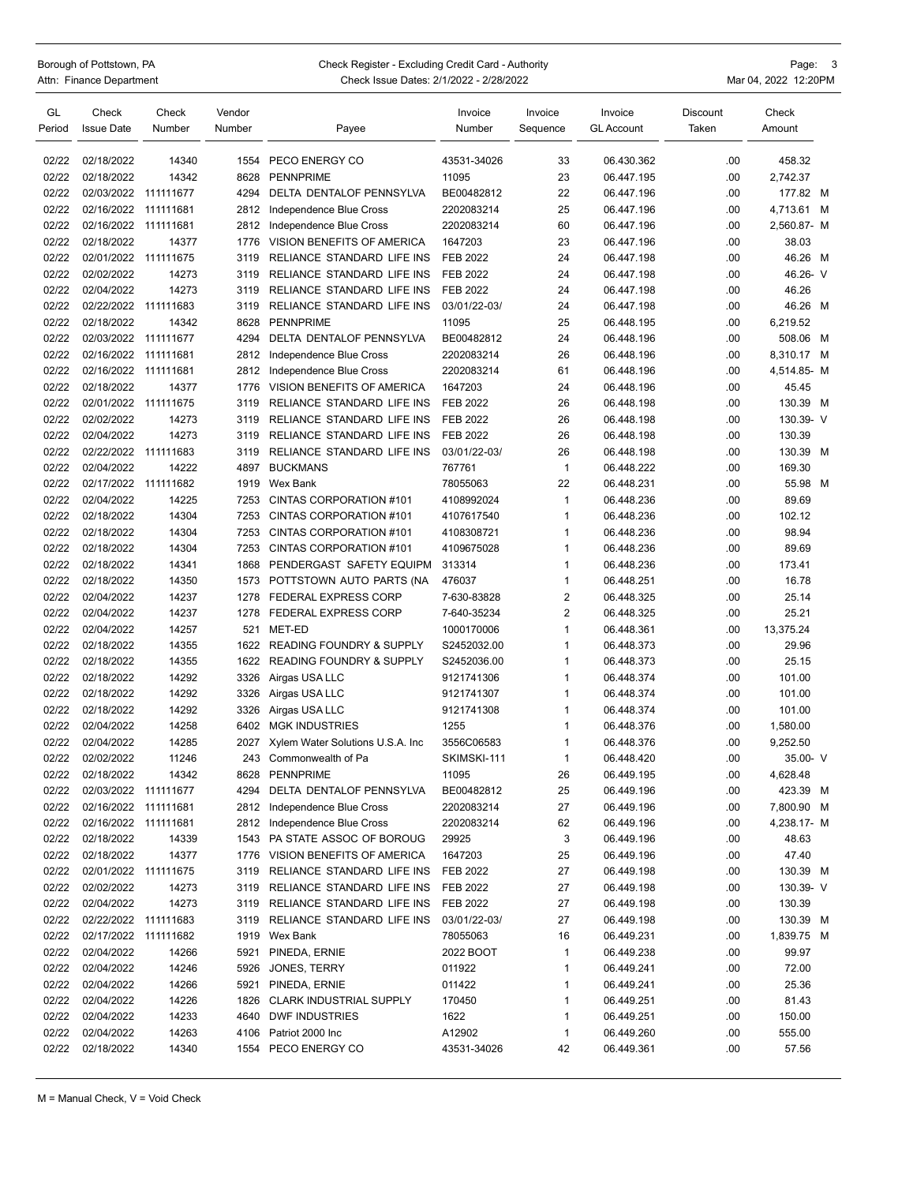Borough of Pottstown, PA
Attn: Finance Department

Check Register - Excluding Credit Card - Authority
Check Issue Dates: 2/1/2022 - 2/28/2022

Mar 04, 2022 12:20PM

| GL Period | Check Issue Date | Check Number | Vendor Number | Payee | Invoice Number | Invoice Sequence | Invoice GL Account | Discount Taken | Check Amount |
|---|---|---|---|---|---|---|---|---|---|
| 02/22 | 02/18/2022 | 14340 | 1554 | PECO ENERGY CO | 43531-34026 | 33 | 06.430.362 | .00 | 458.32 |
| 02/22 | 02/18/2022 | 14342 | 8628 | PENNPRIME | 11095 | 23 | 06.447.195 | .00 | 2,742.37 |
| 02/22 | 02/03/2022 | 111111677 | 4294 | DELTA DENTALOF PENNSYLVA | BE00482812 | 22 | 06.447.196 | .00 | 177.82 M |
| 02/22 | 02/16/2022 | 111111681 | 2812 | Independence Blue Cross | 2202083214 | 25 | 06.447.196 | .00 | 4,713.61 M |
| 02/22 | 02/16/2022 | 111111681 | 2812 | Independence Blue Cross | 2202083214 | 60 | 06.447.196 | .00 | 2,560.87- M |
| 02/22 | 02/18/2022 | 14377 | 1776 | VISION BENEFITS OF AMERICA | 1647203 | 23 | 06.447.196 | .00 | 38.03 |
| 02/22 | 02/01/2022 | 111111675 | 3119 | RELIANCE STANDARD LIFE INS | FEB 2022 | 24 | 06.447.198 | .00 | 46.26 M |
| 02/22 | 02/02/2022 | 14273 | 3119 | RELIANCE STANDARD LIFE INS | FEB 2022 | 24 | 06.447.198 | .00 | 46.26- V |
| 02/22 | 02/04/2022 | 14273 | 3119 | RELIANCE STANDARD LIFE INS | FEB 2022 | 24 | 06.447.198 | .00 | 46.26 |
| 02/22 | 02/22/2022 | 111111683 | 3119 | RELIANCE STANDARD LIFE INS | 03/01/22-03/ | 24 | 06.447.198 | .00 | 46.26 M |
| 02/22 | 02/18/2022 | 14342 | 8628 | PENNPRIME | 11095 | 25 | 06.448.195 | .00 | 6,219.52 |
| 02/22 | 02/03/2022 | 111111677 | 4294 | DELTA DENTALOF PENNSYLVA | BE00482812 | 24 | 06.448.196 | .00 | 508.06 M |
| 02/22 | 02/16/2022 | 111111681 | 2812 | Independence Blue Cross | 2202083214 | 26 | 06.448.196 | .00 | 8,310.17 M |
| 02/22 | 02/16/2022 | 111111681 | 2812 | Independence Blue Cross | 2202083214 | 61 | 06.448.196 | .00 | 4,514.85- M |
| 02/22 | 02/18/2022 | 14377 | 1776 | VISION BENEFITS OF AMERICA | 1647203 | 24 | 06.448.196 | .00 | 45.45 |
| 02/22 | 02/01/2022 | 111111675 | 3119 | RELIANCE STANDARD LIFE INS | FEB 2022 | 26 | 06.448.198 | .00 | 130.39 M |
| 02/22 | 02/02/2022 | 14273 | 3119 | RELIANCE STANDARD LIFE INS | FEB 2022 | 26 | 06.448.198 | .00 | 130.39- V |
| 02/22 | 02/04/2022 | 14273 | 3119 | RELIANCE STANDARD LIFE INS | FEB 2022 | 26 | 06.448.198 | .00 | 130.39 |
| 02/22 | 02/22/2022 | 111111683 | 3119 | RELIANCE STANDARD LIFE INS | 03/01/22-03/ | 26 | 06.448.198 | .00 | 130.39 M |
| 02/22 | 02/04/2022 | 14222 | 4897 | BUCKMANS | 767761 | 1 | 06.448.222 | .00 | 169.30 |
| 02/22 | 02/17/2022 | 111111682 | 1919 | Wex Bank | 78055063 | 22 | 06.448.231 | .00 | 55.98 M |
| 02/22 | 02/04/2022 | 14225 | 7253 | CINTAS CORPORATION #101 | 4108992024 | 1 | 06.448.236 | .00 | 89.69 |
| 02/22 | 02/18/2022 | 14304 | 7253 | CINTAS CORPORATION #101 | 4107617540 | 1 | 06.448.236 | .00 | 102.12 |
| 02/22 | 02/18/2022 | 14304 | 7253 | CINTAS CORPORATION #101 | 4108308721 | 1 | 06.448.236 | .00 | 98.94 |
| 02/22 | 02/18/2022 | 14304 | 7253 | CINTAS CORPORATION #101 | 4109675028 | 1 | 06.448.236 | .00 | 89.69 |
| 02/22 | 02/18/2022 | 14341 | 1868 | PENDERGAST SAFETY EQUIPM | 313314 | 1 | 06.448.236 | .00 | 173.41 |
| 02/22 | 02/18/2022 | 14350 | 1573 | POTTSTOWN AUTO PARTS (NA | 476037 | 1 | 06.448.251 | .00 | 16.78 |
| 02/22 | 02/04/2022 | 14237 | 1278 | FEDERAL EXPRESS CORP | 7-630-83828 | 2 | 06.448.325 | .00 | 25.14 |
| 02/22 | 02/04/2022 | 14237 | 1278 | FEDERAL EXPRESS CORP | 7-640-35234 | 2 | 06.448.325 | .00 | 25.21 |
| 02/22 | 02/04/2022 | 14257 | 521 | MET-ED | 1000170006 | 1 | 06.448.361 | .00 | 13,375.24 |
| 02/22 | 02/18/2022 | 14355 | 1622 | READING FOUNDRY & SUPPLY | S2452032.00 | 1 | 06.448.373 | .00 | 29.96 |
| 02/22 | 02/18/2022 | 14355 | 1622 | READING FOUNDRY & SUPPLY | S2452036.00 | 1 | 06.448.373 | .00 | 25.15 |
| 02/22 | 02/18/2022 | 14292 | 3326 | Airgas USA LLC | 9121741306 | 1 | 06.448.374 | .00 | 101.00 |
| 02/22 | 02/18/2022 | 14292 | 3326 | Airgas USA LLC | 9121741307 | 1 | 06.448.374 | .00 | 101.00 |
| 02/22 | 02/18/2022 | 14292 | 3326 | Airgas USA LLC | 9121741308 | 1 | 06.448.374 | .00 | 101.00 |
| 02/22 | 02/04/2022 | 14258 | 6402 | MGK INDUSTRIES | 1255 | 1 | 06.448.376 | .00 | 1,580.00 |
| 02/22 | 02/04/2022 | 14285 | 2027 | Xylem Water Solutions U.S.A. Inc | 3556C06583 | 1 | 06.448.376 | .00 | 9,252.50 |
| 02/22 | 02/02/2022 | 11246 | 243 | Commonwealth of Pa | SKIMSKI-111 | 1 | 06.448.420 | .00 | 35.00- V |
| 02/22 | 02/18/2022 | 14342 | 8628 | PENNPRIME | 11095 | 26 | 06.449.195 | .00 | 4,628.48 |
| 02/22 | 02/03/2022 | 111111677 | 4294 | DELTA DENTALOF PENNSYLVA | BE00482812 | 25 | 06.449.196 | .00 | 423.39 M |
| 02/22 | 02/16/2022 | 111111681 | 2812 | Independence Blue Cross | 2202083214 | 27 | 06.449.196 | .00 | 7,800.90 M |
| 02/22 | 02/16/2022 | 111111681 | 2812 | Independence Blue Cross | 2202083214 | 62 | 06.449.196 | .00 | 4,238.17- M |
| 02/22 | 02/18/2022 | 14339 | 1543 | PA STATE ASSOC OF BOROUG | 29925 | 3 | 06.449.196 | .00 | 48.63 |
| 02/22 | 02/18/2022 | 14377 | 1776 | VISION BENEFITS OF AMERICA | 1647203 | 25 | 06.449.196 | .00 | 47.40 |
| 02/22 | 02/01/2022 | 111111675 | 3119 | RELIANCE STANDARD LIFE INS | FEB 2022 | 27 | 06.449.198 | .00 | 130.39 M |
| 02/22 | 02/02/2022 | 14273 | 3119 | RELIANCE STANDARD LIFE INS | FEB 2022 | 27 | 06.449.198 | .00 | 130.39- V |
| 02/22 | 02/04/2022 | 14273 | 3119 | RELIANCE STANDARD LIFE INS | FEB 2022 | 27 | 06.449.198 | .00 | 130.39 |
| 02/22 | 02/22/2022 | 111111683 | 3119 | RELIANCE STANDARD LIFE INS | 03/01/22-03/ | 27 | 06.449.198 | .00 | 130.39 M |
| 02/22 | 02/17/2022 | 111111682 | 1919 | Wex Bank | 78055063 | 16 | 06.449.231 | .00 | 1,839.75 M |
| 02/22 | 02/04/2022 | 14266 | 5921 | PINEDA, ERNIE | 2022 BOOT | 1 | 06.449.238 | .00 | 99.97 |
| 02/22 | 02/04/2022 | 14246 | 5926 | JONES, TERRY | 011922 | 1 | 06.449.241 | .00 | 72.00 |
| 02/22 | 02/04/2022 | 14266 | 5921 | PINEDA, ERNIE | 011422 | 1 | 06.449.241 | .00 | 25.36 |
| 02/22 | 02/04/2022 | 14226 | 1826 | CLARK INDUSTRIAL SUPPLY | 170450 | 1 | 06.449.251 | .00 | 81.43 |
| 02/22 | 02/04/2022 | 14233 | 4640 | DWF INDUSTRIES | 1622 | 1 | 06.449.251 | .00 | 150.00 |
| 02/22 | 02/04/2022 | 14263 | 4106 | Patriot 2000 Inc | A12902 | 1 | 06.449.260 | .00 | 555.00 |
| 02/22 | 02/18/2022 | 14340 | 1554 | PECO ENERGY CO | 43531-34026 | 42 | 06.449.361 | .00 | 57.56 |

M = Manual Check, V = Void Check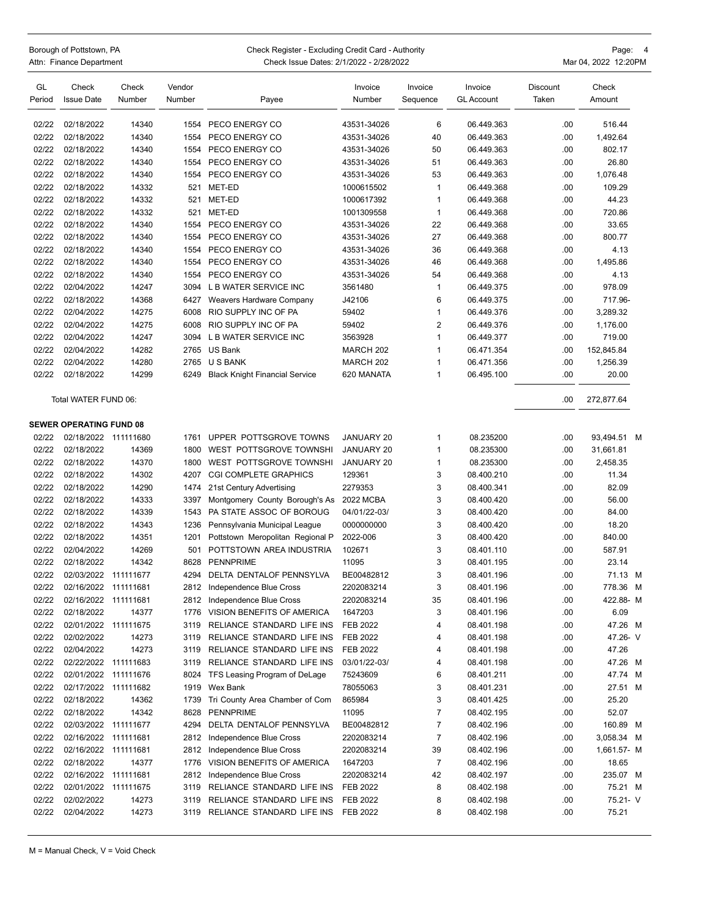Borough of Pottstown, PA
Attn: Finance Department

Check Register - Excluding Credit Card - Authority
Check Issue Dates: 2/1/2022 - 2/28/2022

Mar 04, 2022 12:20PM

| GL Period | Check Issue Date | Check Number | Vendor Number | Payee | Invoice Number | Invoice Sequence | Invoice GL Account | Discount Taken | Check Amount |
|---|---|---|---|---|---|---|---|---|---|
| 02/22 | 02/18/2022 | 14340 | 1554 | PECO ENERGY CO | 43531-34026 | 6 | 06.449.363 | .00 | 516.44 |
| 02/22 | 02/18/2022 | 14340 | 1554 | PECO ENERGY CO | 43531-34026 | 40 | 06.449.363 | .00 | 1,492.64 |
| 02/22 | 02/18/2022 | 14340 | 1554 | PECO ENERGY CO | 43531-34026 | 50 | 06.449.363 | .00 | 802.17 |
| 02/22 | 02/18/2022 | 14340 | 1554 | PECO ENERGY CO | 43531-34026 | 51 | 06.449.363 | .00 | 26.80 |
| 02/22 | 02/18/2022 | 14340 | 1554 | PECO ENERGY CO | 43531-34026 | 53 | 06.449.363 | .00 | 1,076.48 |
| 02/22 | 02/18/2022 | 14332 | 521 | MET-ED | 1000615502 | 1 | 06.449.368 | .00 | 109.29 |
| 02/22 | 02/18/2022 | 14332 | 521 | MET-ED | 1000617392 | 1 | 06.449.368 | .00 | 44.23 |
| 02/22 | 02/18/2022 | 14332 | 521 | MET-ED | 1001309558 | 1 | 06.449.368 | .00 | 720.86 |
| 02/22 | 02/18/2022 | 14340 | 1554 | PECO ENERGY CO | 43531-34026 | 22 | 06.449.368 | .00 | 33.65 |
| 02/22 | 02/18/2022 | 14340 | 1554 | PECO ENERGY CO | 43531-34026 | 27 | 06.449.368 | .00 | 800.77 |
| 02/22 | 02/18/2022 | 14340 | 1554 | PECO ENERGY CO | 43531-34026 | 36 | 06.449.368 | .00 | 4.13 |
| 02/22 | 02/18/2022 | 14340 | 1554 | PECO ENERGY CO | 43531-34026 | 46 | 06.449.368 | .00 | 1,495.86 |
| 02/22 | 02/18/2022 | 14340 | 1554 | PECO ENERGY CO | 43531-34026 | 54 | 06.449.368 | .00 | 4.13 |
| 02/22 | 02/04/2022 | 14247 | 3094 | L B WATER SERVICE INC | 3561480 | 1 | 06.449.375 | .00 | 978.09 |
| 02/22 | 02/18/2022 | 14368 | 6427 | Weavers Hardware Company | J42106 | 6 | 06.449.375 | .00 | 717.96- |
| 02/22 | 02/04/2022 | 14275 | 6008 | RIO SUPPLY INC OF PA | 59402 | 1 | 06.449.376 | .00 | 3,289.32 |
| 02/22 | 02/04/2022 | 14275 | 6008 | RIO SUPPLY INC OF PA | 59402 | 2 | 06.449.376 | .00 | 1,176.00 |
| 02/22 | 02/04/2022 | 14247 | 3094 | L B WATER SERVICE INC | 3563928 | 1 | 06.449.377 | .00 | 719.00 |
| 02/22 | 02/04/2022 | 14282 | 2765 | US Bank | MARCH 202 | 1 | 06.471.354 | .00 | 152,845.84 |
| 02/22 | 02/04/2022 | 14280 | 2765 | U S BANK | MARCH 202 | 1 | 06.471.356 | .00 | 1,256.39 |
| 02/22 | 02/18/2022 | 14299 | 6249 | Black Knight Financial Service | 620 MANATA | 1 | 06.495.100 | .00 | 20.00 |
| | Total WATER FUND 06: | | | | | | | .00 | 272,877.64 |
| **SEWER OPERATING FUND 08** | | | | | | | | | |
| 02/22 | 02/18/2022 | 111111680 | 1761 | UPPER POTTSGROVE TOWNS | JANUARY 20 | 1 | 08.235200 | .00 | 93,494.51 M |
| 02/22 | 02/18/2022 | 14369 | 1800 | WEST POTTSGROVE TOWNSHI | JANUARY 20 | 1 | 08.235300 | .00 | 31,661.81 |
| 02/22 | 02/18/2022 | 14370 | 1800 | WEST POTTSGROVE TOWNSHI | JANUARY 20 | 1 | 08.235300 | .00 | 2,458.35 |
| 02/22 | 02/18/2022 | 14302 | 4207 | CGI COMPLETE GRAPHICS | 129361 | 3 | 08.400.210 | .00 | 11.34 |
| 02/22 | 02/18/2022 | 14290 | 1474 | 21st Century Advertising | 2279353 | 3 | 08.400.341 | .00 | 82.09 |
| 02/22 | 02/18/2022 | 14333 | 3397 | Montgomery County Borough's As | 2022 MCBA | 3 | 08.400.420 | .00 | 56.00 |
| 02/22 | 02/18/2022 | 14339 | 1543 | PA STATE ASSOC OF BOROUG | 04/01/22-03/ | 3 | 08.400.420 | .00 | 84.00 |
| 02/22 | 02/18/2022 | 14343 | 1236 | Pennsylvania Municipal League | 0000000000 | 3 | 08.400.420 | .00 | 18.20 |
| 02/22 | 02/18/2022 | 14351 | 1201 | Pottstown Meropolitan Regional P | 2022-006 | 3 | 08.400.420 | .00 | 840.00 |
| 02/22 | 02/04/2022 | 14269 | 501 | POTTSTOWN AREA INDUSTRIA | 102671 | 3 | 08.401.110 | .00 | 587.91 |
| 02/22 | 02/18/2022 | 14342 | 8628 | PENNPRIME | 11095 | 3 | 08.401.195 | .00 | 23.14 |
| 02/22 | 02/03/2022 | 111111677 | 4294 | DELTA DENTALOF PENNSYLVA | BE00482812 | 3 | 08.401.196 | .00 | 71.13 M |
| 02/22 | 02/16/2022 | 111111681 | 2812 | Independence Blue Cross | 2202083214 | 3 | 08.401.196 | .00 | 778.36 M |
| 02/22 | 02/16/2022 | 111111681 | 2812 | Independence Blue Cross | 2202083214 | 35 | 08.401.196 | .00 | 422.88- M |
| 02/22 | 02/18/2022 | 14377 | 1776 | VISION BENEFITS OF AMERICA | 1647203 | 3 | 08.401.196 | .00 | 6.09 |
| 02/22 | 02/01/2022 | 111111675 | 3119 | RELIANCE STANDARD LIFE INS | FEB 2022 | 4 | 08.401.198 | .00 | 47.26 M |
| 02/22 | 02/02/2022 | 14273 | 3119 | RELIANCE STANDARD LIFE INS | FEB 2022 | 4 | 08.401.198 | .00 | 47.26- V |
| 02/22 | 02/04/2022 | 14273 | 3119 | RELIANCE STANDARD LIFE INS | FEB 2022 | 4 | 08.401.198 | .00 | 47.26 |
| 02/22 | 02/22/2022 | 111111683 | 3119 | RELIANCE STANDARD LIFE INS | 03/01/22-03/ | 4 | 08.401.198 | .00 | 47.26 M |
| 02/22 | 02/01/2022 | 111111676 | 8024 | TFS Leasing Program of DeLage | 75243609 | 6 | 08.401.211 | .00 | 47.74 M |
| 02/22 | 02/17/2022 | 111111682 | 1919 | Wex Bank | 78055063 | 3 | 08.401.231 | .00 | 27.51 M |
| 02/22 | 02/18/2022 | 14362 | 1739 | Tri County Area Chamber of Com | 865984 | 3 | 08.401.425 | .00 | 25.20 |
| 02/22 | 02/18/2022 | 14342 | 8628 | PENNPRIME | 11095 | 7 | 08.402.195 | .00 | 52.07 |
| 02/22 | 02/03/2022 | 111111677 | 4294 | DELTA DENTALOF PENNSYLVA | BE00482812 | 7 | 08.402.196 | .00 | 160.89 M |
| 02/22 | 02/16/2022 | 111111681 | 2812 | Independence Blue Cross | 2202083214 | 7 | 08.402.196 | .00 | 3,058.34 M |
| 02/22 | 02/16/2022 | 111111681 | 2812 | Independence Blue Cross | 2202083214 | 39 | 08.402.196 | .00 | 1,661.57- M |
| 02/22 | 02/18/2022 | 14377 | 1776 | VISION BENEFITS OF AMERICA | 1647203 | 7 | 08.402.196 | .00 | 18.65 |
| 02/22 | 02/16/2022 | 111111681 | 2812 | Independence Blue Cross | 2202083214 | 42 | 08.402.197 | .00 | 235.07 M |
| 02/22 | 02/01/2022 | 111111675 | 3119 | RELIANCE STANDARD LIFE INS | FEB 2022 | 8 | 08.402.198 | .00 | 75.21 M |
| 02/22 | 02/02/2022 | 14273 | 3119 | RELIANCE STANDARD LIFE INS | FEB 2022 | 8 | 08.402.198 | .00 | 75.21- V |
| 02/22 | 02/04/2022 | 14273 | 3119 | RELIANCE STANDARD LIFE INS | FEB 2022 | 8 | 08.402.198 | .00 | 75.21 |

M = Manual Check, V = Void Check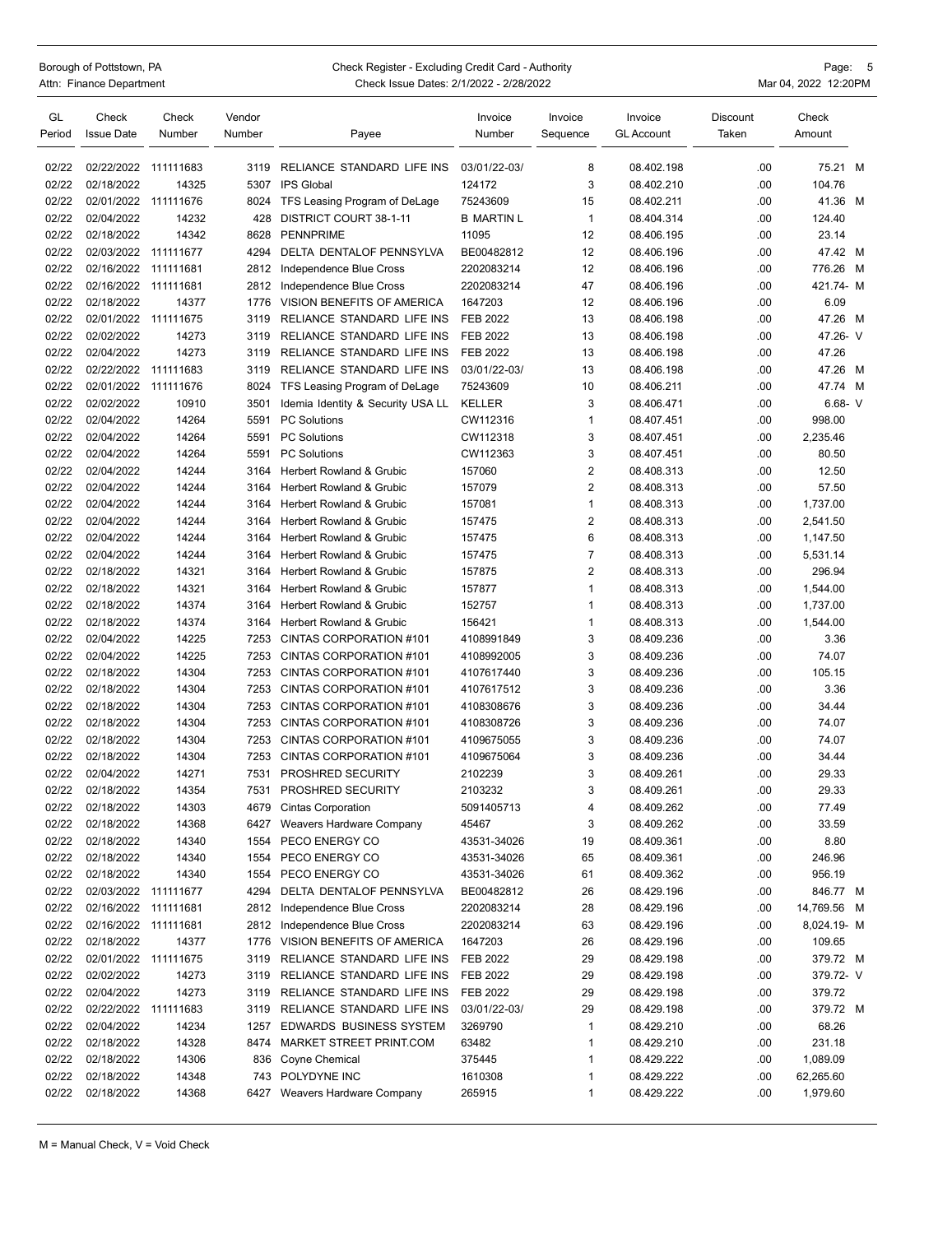Borough of Pottstown, PA
Attn: Finance Department

Check Register - Excluding Credit Card - Authority
Check Issue Dates: 2/1/2022 - 2/28/2022

Mar 04, 2022 12:20PM

| GL Period | Check Issue Date | Check Number | Vendor Number | Payee | Invoice Number | Invoice Sequence | Invoice GL Account | Discount Taken | Check Amount |
|---|---|---|---|---|---|---|---|---|---|
| 02/22 | 02/22/2022 | 111111683 | 3119 | RELIANCE STANDARD LIFE INS | 03/01/22-03/ | 8 | 08.402.198 | .00 | 75.21 M |
| 02/22 | 02/18/2022 | 14325 | 5307 | IPS Global | 124172 | 3 | 08.402.210 | .00 | 104.76 |
| 02/22 | 02/01/2022 | 111111676 | 8024 | TFS Leasing Program of DeLage | 75243609 | 15 | 08.402.211 | .00 | 41.36 M |
| 02/22 | 02/04/2022 | 14232 | 428 | DISTRICT COURT 38-1-11 | B MARTIN L | 1 | 08.404.314 | .00 | 124.40 |
| 02/22 | 02/18/2022 | 14342 | 8628 | PENNPRIME | 11095 | 12 | 08.406.195 | .00 | 23.14 |
| 02/22 | 02/03/2022 | 111111677 | 4294 | DELTA DENTALOF PENNSYLVA | BE00482812 | 12 | 08.406.196 | .00 | 47.42 M |
| 02/22 | 02/16/2022 | 111111681 | 2812 | Independence Blue Cross | 2202083214 | 12 | 08.406.196 | .00 | 776.26 M |
| 02/22 | 02/16/2022 | 111111681 | 2812 | Independence Blue Cross | 2202083214 | 47 | 08.406.196 | .00 | 421.74- M |
| 02/22 | 02/18/2022 | 14377 | 1776 | VISION BENEFITS OF AMERICA | 1647203 | 12 | 08.406.196 | .00 | 6.09 |
| 02/22 | 02/01/2022 | 111111675 | 3119 | RELIANCE STANDARD LIFE INS | FEB 2022 | 13 | 08.406.198 | .00 | 47.26 M |
| 02/22 | 02/02/2022 | 14273 | 3119 | RELIANCE STANDARD LIFE INS | FEB 2022 | 13 | 08.406.198 | .00 | 47.26- V |
| 02/22 | 02/04/2022 | 14273 | 3119 | RELIANCE STANDARD LIFE INS | FEB 2022 | 13 | 08.406.198 | .00 | 47.26 |
| 02/22 | 02/22/2022 | 111111683 | 3119 | RELIANCE STANDARD LIFE INS | 03/01/22-03/ | 13 | 08.406.198 | .00 | 47.26 M |
| 02/22 | 02/01/2022 | 111111676 | 8024 | TFS Leasing Program of DeLage | 75243609 | 10 | 08.406.211 | .00 | 47.74 M |
| 02/22 | 02/02/2022 | 10910 | 3501 | Idemia Identity & Security USA LL | KELLER | 3 | 08.406.471 | .00 | 6.68- V |
| 02/22 | 02/04/2022 | 14264 | 5591 | PC Solutions | CW112316 | 1 | 08.407.451 | .00 | 998.00 |
| 02/22 | 02/04/2022 | 14264 | 5591 | PC Solutions | CW112318 | 3 | 08.407.451 | .00 | 2,235.46 |
| 02/22 | 02/04/2022 | 14264 | 5591 | PC Solutions | CW112363 | 3 | 08.407.451 | .00 | 80.50 |
| 02/22 | 02/04/2022 | 14244 | 3164 | Herbert Rowland & Grubic | 157060 | 2 | 08.408.313 | .00 | 12.50 |
| 02/22 | 02/04/2022 | 14244 | 3164 | Herbert Rowland & Grubic | 157079 | 2 | 08.408.313 | .00 | 57.50 |
| 02/22 | 02/04/2022 | 14244 | 3164 | Herbert Rowland & Grubic | 157081 | 1 | 08.408.313 | .00 | 1,737.00 |
| 02/22 | 02/04/2022 | 14244 | 3164 | Herbert Rowland & Grubic | 157475 | 2 | 08.408.313 | .00 | 2,541.50 |
| 02/22 | 02/04/2022 | 14244 | 3164 | Herbert Rowland & Grubic | 157475 | 6 | 08.408.313 | .00 | 1,147.50 |
| 02/22 | 02/04/2022 | 14244 | 3164 | Herbert Rowland & Grubic | 157475 | 7 | 08.408.313 | .00 | 5,531.14 |
| 02/22 | 02/18/2022 | 14321 | 3164 | Herbert Rowland & Grubic | 157875 | 2 | 08.408.313 | .00 | 296.94 |
| 02/22 | 02/18/2022 | 14321 | 3164 | Herbert Rowland & Grubic | 157877 | 1 | 08.408.313 | .00 | 1,544.00 |
| 02/22 | 02/18/2022 | 14374 | 3164 | Herbert Rowland & Grubic | 152757 | 1 | 08.408.313 | .00 | 1,737.00 |
| 02/22 | 02/18/2022 | 14374 | 3164 | Herbert Rowland & Grubic | 156421 | 1 | 08.408.313 | .00 | 1,544.00 |
| 02/22 | 02/04/2022 | 14225 | 7253 | CINTAS CORPORATION #101 | 4108991849 | 3 | 08.409.236 | .00 | 3.36 |
| 02/22 | 02/04/2022 | 14225 | 7253 | CINTAS CORPORATION #101 | 4108992005 | 3 | 08.409.236 | .00 | 74.07 |
| 02/22 | 02/18/2022 | 14304 | 7253 | CINTAS CORPORATION #101 | 4107617440 | 3 | 08.409.236 | .00 | 105.15 |
| 02/22 | 02/18/2022 | 14304 | 7253 | CINTAS CORPORATION #101 | 4107617512 | 3 | 08.409.236 | .00 | 3.36 |
| 02/22 | 02/18/2022 | 14304 | 7253 | CINTAS CORPORATION #101 | 4108308676 | 3 | 08.409.236 | .00 | 34.44 |
| 02/22 | 02/18/2022 | 14304 | 7253 | CINTAS CORPORATION #101 | 4108308726 | 3 | 08.409.236 | .00 | 74.07 |
| 02/22 | 02/18/2022 | 14304 | 7253 | CINTAS CORPORATION #101 | 4109675055 | 3 | 08.409.236 | .00 | 74.07 |
| 02/22 | 02/18/2022 | 14304 | 7253 | CINTAS CORPORATION #101 | 4109675064 | 3 | 08.409.236 | .00 | 34.44 |
| 02/22 | 02/04/2022 | 14271 | 7531 | PROSHRED SECURITY | 2102239 | 3 | 08.409.261 | .00 | 29.33 |
| 02/22 | 02/18/2022 | 14354 | 7531 | PROSHRED SECURITY | 2103232 | 3 | 08.409.261 | .00 | 29.33 |
| 02/22 | 02/18/2022 | 14303 | 4679 | Cintas Corporation | 5091405713 | 4 | 08.409.262 | .00 | 77.49 |
| 02/22 | 02/18/2022 | 14368 | 6427 | Weavers Hardware Company | 45467 | 3 | 08.409.262 | .00 | 33.59 |
| 02/22 | 02/18/2022 | 14340 | 1554 | PECO ENERGY CO | 43531-34026 | 19 | 08.409.361 | .00 | 8.80 |
| 02/22 | 02/18/2022 | 14340 | 1554 | PECO ENERGY CO | 43531-34026 | 65 | 08.409.361 | .00 | 246.96 |
| 02/22 | 02/18/2022 | 14340 | 1554 | PECO ENERGY CO | 43531-34026 | 61 | 08.409.362 | .00 | 956.19 |
| 02/22 | 02/03/2022 | 111111677 | 4294 | DELTA DENTALOF PENNSYLVA | BE00482812 | 26 | 08.429.196 | .00 | 846.77 M |
| 02/22 | 02/16/2022 | 111111681 | 2812 | Independence Blue Cross | 2202083214 | 28 | 08.429.196 | .00 | 14,769.56 M |
| 02/22 | 02/16/2022 | 111111681 | 2812 | Independence Blue Cross | 2202083214 | 63 | 08.429.196 | .00 | 8,024.19- M |
| 02/22 | 02/18/2022 | 14377 | 1776 | VISION BENEFITS OF AMERICA | 1647203 | 26 | 08.429.196 | .00 | 109.65 |
| 02/22 | 02/01/2022 | 111111675 | 3119 | RELIANCE STANDARD LIFE INS | FEB 2022 | 29 | 08.429.198 | .00 | 379.72 M |
| 02/22 | 02/02/2022 | 14273 | 3119 | RELIANCE STANDARD LIFE INS | FEB 2022 | 29 | 08.429.198 | .00 | 379.72- V |
| 02/22 | 02/04/2022 | 14273 | 3119 | RELIANCE STANDARD LIFE INS | FEB 2022 | 29 | 08.429.198 | .00 | 379.72 |
| 02/22 | 02/22/2022 | 111111683 | 3119 | RELIANCE STANDARD LIFE INS | 03/01/22-03/ | 29 | 08.429.198 | .00 | 379.72 M |
| 02/22 | 02/04/2022 | 14234 | 1257 | EDWARDS BUSINESS SYSTEM | 3269790 | 1 | 08.429.210 | .00 | 68.26 |
| 02/22 | 02/18/2022 | 14328 | 8474 | MARKET STREET PRINT.COM | 63482 | 1 | 08.429.210 | .00 | 231.18 |
| 02/22 | 02/18/2022 | 14306 | 836 | Coyne Chemical | 375445 | 1 | 08.429.222 | .00 | 1,089.09 |
| 02/22 | 02/18/2022 | 14348 | 743 | POLYDYNE INC | 1610308 | 1 | 08.429.222 | .00 | 62,265.60 |
| 02/22 | 02/18/2022 | 14368 | 6427 | Weavers Hardware Company | 265915 | 1 | 08.429.222 | .00 | 1,979.60 |

M = Manual Check, V = Void Check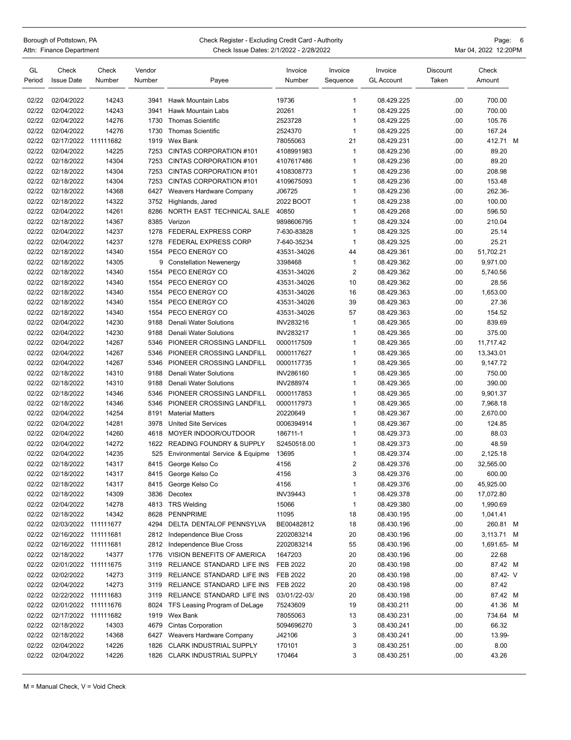Borough of Pottstown, PA
Attn: Finance Department

Check Register - Excluding Credit Card - Authority
Check Issue Dates: 2/1/2022 - 2/28/2022

Mar 04, 2022 12:20PM

| GL Period | Check Issue Date | Check Number | Vendor Number | Payee | Invoice Number | Invoice Sequence | Invoice GL Account | Discount Taken | Check Amount |
|---|---|---|---|---|---|---|---|---|---|
| 02/22 | 02/04/2022 | 14243 | 3941 | Hawk Mountain Labs | 19736 | 1 | 08.429.225 | .00 | 700.00 |
| 02/22 | 02/04/2022 | 14243 | 3941 | Hawk Mountain Labs | 20261 | 1 | 08.429.225 | .00 | 700.00 |
| 02/22 | 02/04/2022 | 14276 | 1730 | Thomas Scientific | 2523728 | 1 | 08.429.225 | .00 | 105.76 |
| 02/22 | 02/04/2022 | 14276 | 1730 | Thomas Scientific | 2524370 | 1 | 08.429.225 | .00 | 167.24 |
| 02/22 | 02/17/2022 | 111111682 | 1919 | Wex Bank | 78055063 | 21 | 08.429.231 | .00 | 412.71 M |
| 02/22 | 02/04/2022 | 14225 | 7253 | CINTAS CORPORATION #101 | 4108991983 | 1 | 08.429.236 | .00 | 89.20 |
| 02/22 | 02/18/2022 | 14304 | 7253 | CINTAS CORPORATION #101 | 4107617486 | 1 | 08.429.236 | .00 | 89.20 |
| 02/22 | 02/18/2022 | 14304 | 7253 | CINTAS CORPORATION #101 | 4108308773 | 1 | 08.429.236 | .00 | 208.98 |
| 02/22 | 02/18/2022 | 14304 | 7253 | CINTAS CORPORATION #101 | 4109675093 | 1 | 08.429.236 | .00 | 153.48 |
| 02/22 | 02/18/2022 | 14368 | 6427 | Weavers Hardware Company | J06725 | 1 | 08.429.236 | .00 | 262.36- |
| 02/22 | 02/18/2022 | 14322 | 3752 | Highlands, Jared | 2022 BOOT | 1 | 08.429.238 | .00 | 100.00 |
| 02/22 | 02/04/2022 | 14261 | 8286 | NORTH EAST TECHNICAL SALE | 40850 | 1 | 08.429.268 | .00 | 596.50 |
| 02/22 | 02/18/2022 | 14367 | 8385 | Verizon | 9898606795 | 1 | 08.429.324 | .00 | 210.04 |
| 02/22 | 02/04/2022 | 14237 | 1278 | FEDERAL EXPRESS CORP | 7-630-83828 | 1 | 08.429.325 | .00 | 25.14 |
| 02/22 | 02/04/2022 | 14237 | 1278 | FEDERAL EXPRESS CORP | 7-640-35234 | 1 | 08.429.325 | .00 | 25.21 |
| 02/22 | 02/18/2022 | 14340 | 1554 | PECO ENERGY CO | 43531-34026 | 44 | 08.429.361 | .00 | 51,702.21 |
| 02/22 | 02/18/2022 | 14305 | 9 | Constellation Newenergy | 3398468 | 1 | 08.429.362 | .00 | 9,971.00 |
| 02/22 | 02/18/2022 | 14340 | 1554 | PECO ENERGY CO | 43531-34026 | 2 | 08.429.362 | .00 | 5,740.56 |
| 02/22 | 02/18/2022 | 14340 | 1554 | PECO ENERGY CO | 43531-34026 | 10 | 08.429.362 | .00 | 28.56 |
| 02/22 | 02/18/2022 | 14340 | 1554 | PECO ENERGY CO | 43531-34026 | 16 | 08.429.363 | .00 | 1,653.00 |
| 02/22 | 02/18/2022 | 14340 | 1554 | PECO ENERGY CO | 43531-34026 | 39 | 08.429.363 | .00 | 27.36 |
| 02/22 | 02/18/2022 | 14340 | 1554 | PECO ENERGY CO | 43531-34026 | 57 | 08.429.363 | .00 | 154.52 |
| 02/22 | 02/04/2022 | 14230 | 9188 | Denali Water Solutions | INV283216 | 1 | 08.429.365 | .00 | 839.69 |
| 02/22 | 02/04/2022 | 14230 | 9188 | Denali Water Solutions | INV283217 | 1 | 08.429.365 | .00 | 375.00 |
| 02/22 | 02/04/2022 | 14267 | 5346 | PIONEER CROSSING LANDFILL | 0000117509 | 1 | 08.429.365 | .00 | 11,717.42 |
| 02/22 | 02/04/2022 | 14267 | 5346 | PIONEER CROSSING LANDFILL | 0000117627 | 1 | 08.429.365 | .00 | 13,343.01 |
| 02/22 | 02/04/2022 | 14267 | 5346 | PIONEER CROSSING LANDFILL | 0000117735 | 1 | 08.429.365 | .00 | 9,147.72 |
| 02/22 | 02/18/2022 | 14310 | 9188 | Denali Water Solutions | INV286160 | 1 | 08.429.365 | .00 | 750.00 |
| 02/22 | 02/18/2022 | 14310 | 9188 | Denali Water Solutions | INV288974 | 1 | 08.429.365 | .00 | 390.00 |
| 02/22 | 02/18/2022 | 14346 | 5346 | PIONEER CROSSING LANDFILL | 0000117853 | 1 | 08.429.365 | .00 | 9,901.37 |
| 02/22 | 02/18/2022 | 14346 | 5346 | PIONEER CROSSING LANDFILL | 0000117973 | 1 | 08.429.365 | .00 | 7,968.18 |
| 02/22 | 02/04/2022 | 14254 | 8191 | Material Matters | 20220649 | 1 | 08.429.367 | .00 | 2,670.00 |
| 02/22 | 02/04/2022 | 14281 | 3978 | United Site Services | 0006394914 | 1 | 08.429.367 | .00 | 124.85 |
| 02/22 | 02/04/2022 | 14260 | 4618 | MOYER INDOOR/OUTDOOR | 186711-1 | 1 | 08.429.373 | .00 | 88.03 |
| 02/22 | 02/04/2022 | 14272 | 1622 | READING FOUNDRY & SUPPLY | S2450518.00 | 1 | 08.429.373 | .00 | 48.59 |
| 02/22 | 02/04/2022 | 14235 | 525 | Environmental Service & Equipme | 13695 | 1 | 08.429.374 | .00 | 2,125.18 |
| 02/22 | 02/18/2022 | 14317 | 8415 | George Kelso Co | 4156 | 2 | 08.429.376 | .00 | 32,565.00 |
| 02/22 | 02/18/2022 | 14317 | 8415 | George Kelso Co | 4156 | 3 | 08.429.376 | .00 | 600.00 |
| 02/22 | 02/18/2022 | 14317 | 8415 | George Kelso Co | 4156 | 1 | 08.429.376 | .00 | 45,925.00 |
| 02/22 | 02/18/2022 | 14309 | 3836 | Decotex | INV39443 | 1 | 08.429.378 | .00 | 17,072.80 |
| 02/22 | 02/04/2022 | 14278 | 4813 | TRS Welding | 15066 | 1 | 08.429.380 | .00 | 1,990.69 |
| 02/22 | 02/18/2022 | 14342 | 8628 | PENNPRIME | 11095 | 18 | 08.430.195 | .00 | 1,041.41 |
| 02/22 | 02/03/2022 | 111111677 | 4294 | DELTA DENTALOF PENNSYLVA | BE00482812 | 18 | 08.430.196 | .00 | 260.81 M |
| 02/22 | 02/16/2022 | 111111681 | 2812 | Independence Blue Cross | 2202083214 | 20 | 08.430.196 | .00 | 3,113.71 M |
| 02/22 | 02/16/2022 | 111111681 | 2812 | Independence Blue Cross | 2202083214 | 55 | 08.430.196 | .00 | 1,691.65- M |
| 02/22 | 02/18/2022 | 14377 | 1776 | VISION BENEFITS OF AMERICA | 1647203 | 20 | 08.430.196 | .00 | 22.68 |
| 02/22 | 02/01/2022 | 111111675 | 3119 | RELIANCE STANDARD LIFE INS | FEB 2022 | 20 | 08.430.198 | .00 | 87.42 M |
| 02/22 | 02/02/2022 | 14273 | 3119 | RELIANCE STANDARD LIFE INS | FEB 2022 | 20 | 08.430.198 | .00 | 87.42- V |
| 02/22 | 02/04/2022 | 14273 | 3119 | RELIANCE STANDARD LIFE INS | FEB 2022 | 20 | 08.430.198 | .00 | 87.42 |
| 02/22 | 02/22/2022 | 111111683 | 3119 | RELIANCE STANDARD LIFE INS | 03/01/22-03/ | 20 | 08.430.198 | .00 | 87.42 M |
| 02/22 | 02/01/2022 | 111111676 | 8024 | TFS Leasing Program of DeLage | 75243609 | 19 | 08.430.211 | .00 | 41.36 M |
| 02/22 | 02/17/2022 | 111111682 | 1919 | Wex Bank | 78055063 | 13 | 08.430.231 | .00 | 734.64 M |
| 02/22 | 02/18/2022 | 14303 | 4679 | Cintas Corporation | 5094696270 | 3 | 08.430.241 | .00 | 66.32 |
| 02/22 | 02/18/2022 | 14368 | 6427 | Weavers Hardware Company | J42106 | 3 | 08.430.241 | .00 | 13.99- |
| 02/22 | 02/04/2022 | 14226 | 1826 | CLARK INDUSTRIAL SUPPLY | 170101 | 3 | 08.430.251 | .00 | 8.00 |
| 02/22 | 02/04/2022 | 14226 | 1826 | CLARK INDUSTRIAL SUPPLY | 170464 | 3 | 08.430.251 | .00 | 43.26 |

M = Manual Check, V = Void Check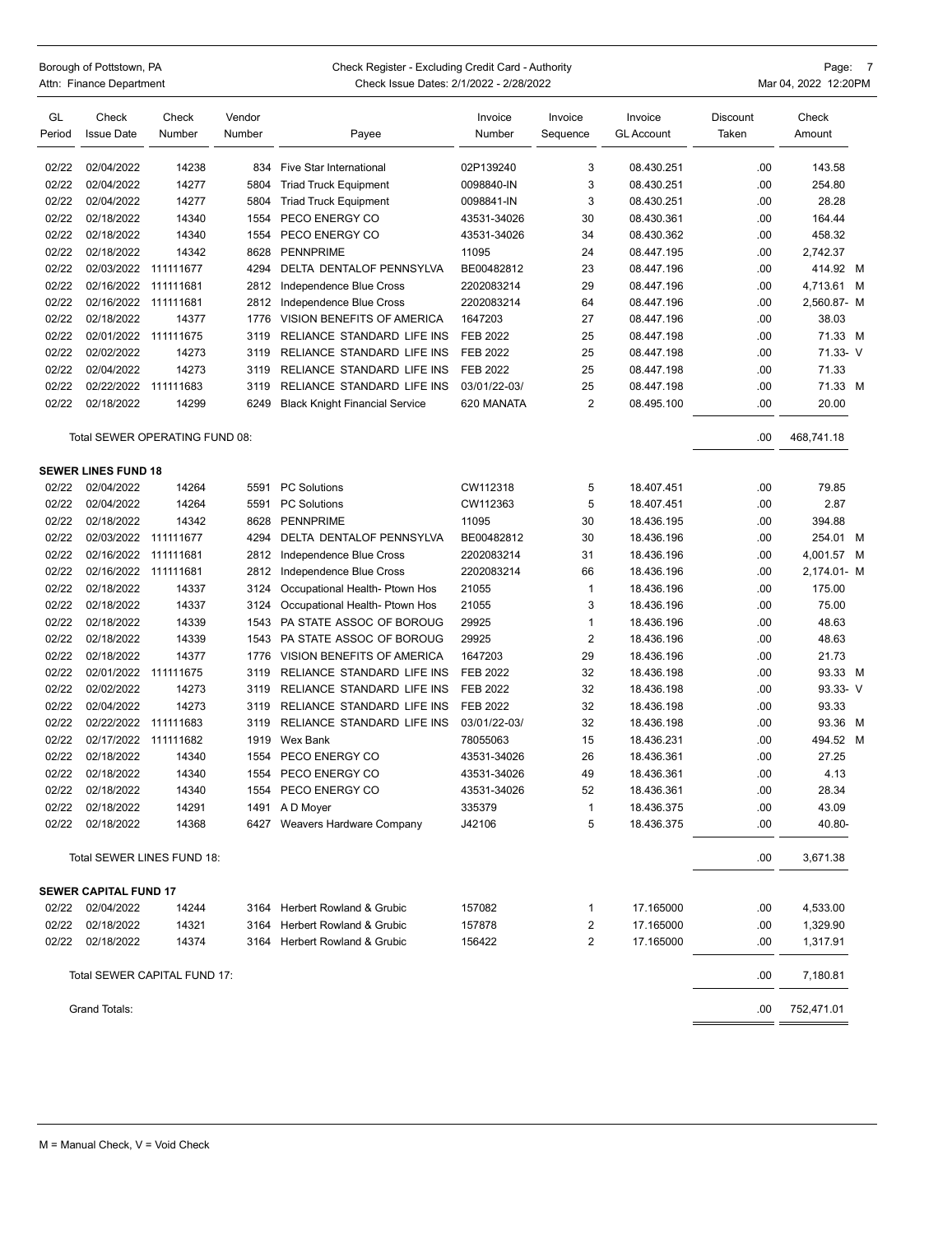Borough of Pottstown, PA
Attn: Finance Department

Check Register - Excluding Credit Card - Authority
Check Issue Dates: 2/1/2022 - 2/28/2022

Mar 04, 2022 12:20PM

| GL Period | Check Issue Date | Check Number | Vendor Number | Payee | Invoice Number | Invoice Sequence | Invoice GL Account | Discount Taken | Check Amount |
|---|---|---|---|---|---|---|---|---|---|
| 02/22 | 02/04/2022 | 14238 | 834 | Five Star International | 02P139240 | 3 | 08.430.251 | .00 | 143.58 |
| 02/22 | 02/04/2022 | 14277 | 5804 | Triad Truck Equipment | 0098840-IN | 3 | 08.430.251 | .00 | 254.80 |
| 02/22 | 02/04/2022 | 14277 | 5804 | Triad Truck Equipment | 0098841-IN | 3 | 08.430.251 | .00 | 28.28 |
| 02/22 | 02/18/2022 | 14340 | 1554 | PECO ENERGY CO | 43531-34026 | 30 | 08.430.361 | .00 | 164.44 |
| 02/22 | 02/18/2022 | 14340 | 1554 | PECO ENERGY CO | 43531-34026 | 34 | 08.430.362 | .00 | 458.32 |
| 02/22 | 02/18/2022 | 14342 | 8628 | PENNPRIME | 11095 | 24 | 08.447.195 | .00 | 2,742.37 |
| 02/22 | 02/03/2022 | 111111677 | 4294 | DELTA DENTALOF PENNSYLVA | BE00482812 | 23 | 08.447.196 | .00 | 414.92 M |
| 02/22 | 02/16/2022 | 111111681 | 2812 | Independence Blue Cross | 2202083214 | 29 | 08.447.196 | .00 | 4,713.61 M |
| 02/22 | 02/16/2022 | 111111681 | 2812 | Independence Blue Cross | 2202083214 | 64 | 08.447.196 | .00 | 2,560.87- M |
| 02/22 | 02/18/2022 | 14377 | 1776 | VISION BENEFITS OF AMERICA | 1647203 | 27 | 08.447.196 | .00 | 38.03 |
| 02/22 | 02/01/2022 | 111111675 | 3119 | RELIANCE STANDARD LIFE INS | FEB 2022 | 25 | 08.447.198 | .00 | 71.33 M |
| 02/22 | 02/02/2022 | 14273 | 3119 | RELIANCE STANDARD LIFE INS | FEB 2022 | 25 | 08.447.198 | .00 | 71.33- V |
| 02/22 | 02/04/2022 | 14273 | 3119 | RELIANCE STANDARD LIFE INS | FEB 2022 | 25 | 08.447.198 | .00 | 71.33 |
| 02/22 | 02/22/2022 | 111111683 | 3119 | RELIANCE STANDARD LIFE INS | 03/01/22-03/ | 25 | 08.447.198 | .00 | 71.33 M |
| 02/22 | 02/18/2022 | 14299 | 6249 | Black Knight Financial Service | 620 MANATA | 2 | 08.495.100 | .00 | 20.00 |
| | Total SEWER OPERATING FUND 08: | | | | | | | .00 | 468,741.18 |
| **SEWER LINES FUND 18** | | | | | | | | | |
| 02/22 | 02/04/2022 | 14264 | 5591 | PC Solutions | CW112318 | 5 | 18.407.451 | .00 | 79.85 |
| 02/22 | 02/04/2022 | 14264 | 5591 | PC Solutions | CW112363 | 5 | 18.407.451 | .00 | 2.87 |
| 02/22 | 02/18/2022 | 14342 | 8628 | PENNPRIME | 11095 | 30 | 18.436.195 | .00 | 394.88 |
| 02/22 | 02/03/2022 | 111111677 | 4294 | DELTA DENTALOF PENNSYLVA | BE00482812 | 30 | 18.436.196 | .00 | 254.01 M |
| 02/22 | 02/16/2022 | 111111681 | 2812 | Independence Blue Cross | 2202083214 | 31 | 18.436.196 | .00 | 4,001.57 M |
| 02/22 | 02/16/2022 | 111111681 | 2812 | Independence Blue Cross | 2202083214 | 66 | 18.436.196 | .00 | 2,174.01- M |
| 02/22 | 02/18/2022 | 14337 | 3124 | Occupational Health- Ptown Hos | 21055 | 1 | 18.436.196 | .00 | 175.00 |
| 02/22 | 02/18/2022 | 14337 | 3124 | Occupational Health- Ptown Hos | 21055 | 3 | 18.436.196 | .00 | 75.00 |
| 02/22 | 02/18/2022 | 14339 | 1543 | PA STATE ASSOC OF BOROUG | 29925 | 1 | 18.436.196 | .00 | 48.63 |
| 02/22 | 02/18/2022 | 14339 | 1543 | PA STATE ASSOC OF BOROUG | 29925 | 2 | 18.436.196 | .00 | 48.63 |
| 02/22 | 02/18/2022 | 14377 | 1776 | VISION BENEFITS OF AMERICA | 1647203 | 29 | 18.436.196 | .00 | 21.73 |
| 02/22 | 02/01/2022 | 111111675 | 3119 | RELIANCE STANDARD LIFE INS | FEB 2022 | 32 | 18.436.198 | .00 | 93.33 M |
| 02/22 | 02/02/2022 | 14273 | 3119 | RELIANCE STANDARD LIFE INS | FEB 2022 | 32 | 18.436.198 | .00 | 93.33- V |
| 02/22 | 02/04/2022 | 14273 | 3119 | RELIANCE STANDARD LIFE INS | FEB 2022 | 32 | 18.436.198 | .00 | 93.33 |
| 02/22 | 02/22/2022 | 111111683 | 3119 | RELIANCE STANDARD LIFE INS | 03/01/22-03/ | 32 | 18.436.198 | .00 | 93.36 M |
| 02/22 | 02/17/2022 | 111111682 | 1919 | Wex Bank | 78055063 | 15 | 18.436.231 | .00 | 494.52 M |
| 02/22 | 02/18/2022 | 14340 | 1554 | PECO ENERGY CO | 43531-34026 | 26 | 18.436.361 | .00 | 27.25 |
| 02/22 | 02/18/2022 | 14340 | 1554 | PECO ENERGY CO | 43531-34026 | 49 | 18.436.361 | .00 | 4.13 |
| 02/22 | 02/18/2022 | 14340 | 1554 | PECO ENERGY CO | 43531-34026 | 52 | 18.436.361 | .00 | 28.34 |
| 02/22 | 02/18/2022 | 14291 | 1491 | A D Moyer | 335379 | 1 | 18.436.375 | .00 | 43.09 |
| 02/22 | 02/18/2022 | 14368 | 6427 | Weavers Hardware Company | J42106 | 5 | 18.436.375 | .00 | 40.80- |
| | Total SEWER LINES FUND 18: | | | | | | | .00 | 3,671.38 |
| **SEWER CAPITAL FUND 17** | | | | | | | | | |
| 02/22 | 02/04/2022 | 14244 | 3164 | Herbert Rowland & Grubic | 157082 | 1 | 17.165000 | .00 | 4,533.00 |
| 02/22 | 02/18/2022 | 14321 | 3164 | Herbert Rowland & Grubic | 157878 | 2 | 17.165000 | .00 | 1,329.90 |
| 02/22 | 02/18/2022 | 14374 | 3164 | Herbert Rowland & Grubic | 156422 | 2 | 17.165000 | .00 | 1,317.91 |
| | Total SEWER CAPITAL FUND 17: | | | | | | | .00 | 7,180.81 |
| | Grand Totals: | | | | | | | .00 | 752,471.01 |

M = Manual Check, V = Void Check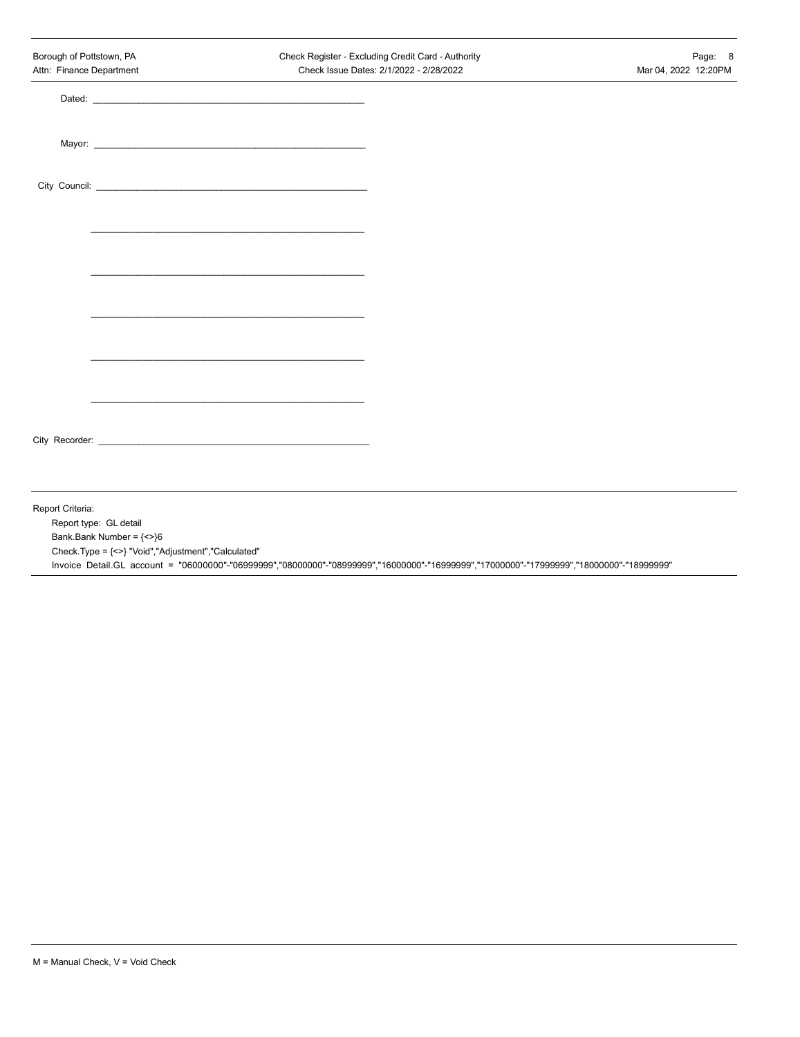Dated: _______________________________________________

Mayor: _______________________________________________

City Council: _______________________________________________

_______________________________________________

_______________________________________________

_______________________________________________

_______________________________________________

_______________________________________________

City Recorder: _______________________________________________

Report Criteria:

Report type: GL detail

Bank.Bank Number = {<>}6

Check.Type = {<>} "Void","Adjustment","Calculated"

Invoice Detail.GL account = "06000000"-"06999999","08000000"-"08999999","16000000"-"16999999","17000000"-"17999999","18000000"-"18999999"

M = Manual Check, V = Void Check